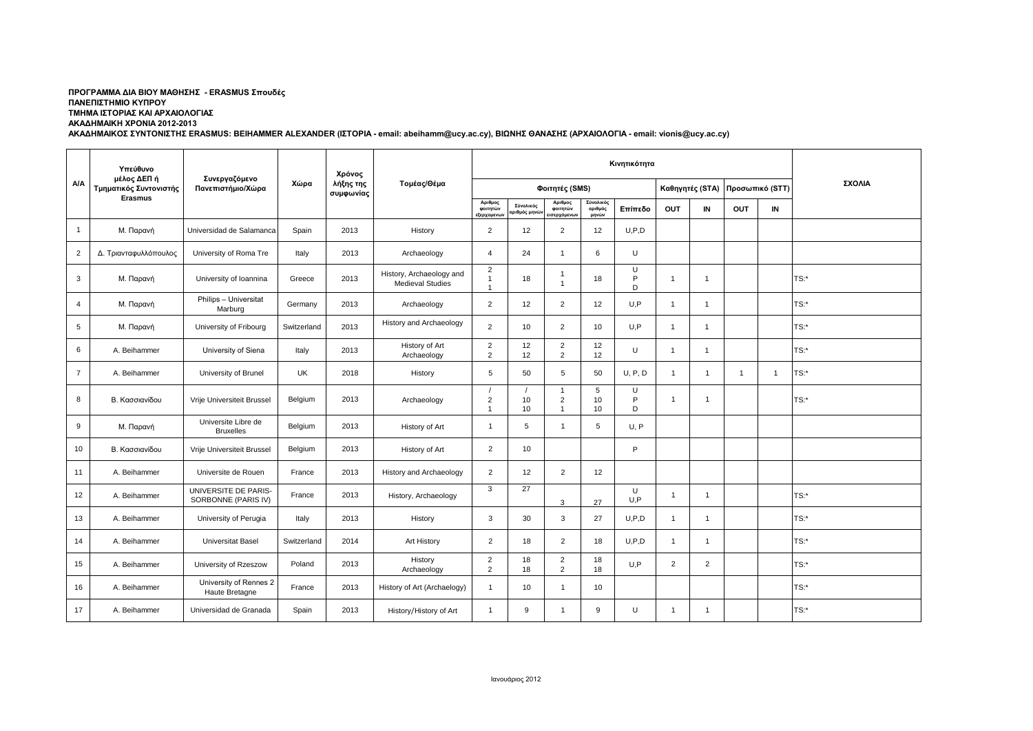**ΠΡΟΓΡΑΜΜΑ ΔΙΑ ΒΙΟΥ ΜΑΘΗΣΗΣ - ERASMUS Σπουδές**
**ΠΑΝΕΠΙΣΤΗΜΙΟ ΚΥΠΡΟΥ**
**ΤΜΗΜΑ ΙΣΤΟΡΙΑΣ ΚΑΙ ΑΡΧΑΙΟΛΟΓΙΑΣ**
**ΑΚΑΔΗΜΑΙΚΗ ΧΡΟΝΙΑ 2012-2013**
**ΑΚΑΔΗΜΑΙΚΟΣ ΣΥΝΤΟΝΙΣΤΗΣ ERASMUS: BEIHAMMER ALEXANDER (ΙΣΤΟΡΙΑ - email: abeihamm@ucy.ac.cy), ΒΙΩΝΗΣ ΘΑΝΑΣΗΣ (ΑΡΧΑΙΟΛΟΓΙΑ - email: vionis@ucy.ac.cy)**

| Α/Α | Υπεύθυνο μέλος ΔΕΠ ή Τμηματικός Συντονιστής Erasmus | Συνεργαζόμενο Πανεπιστήμιο/Χώρα | Χώρα | Χρόνος λήξης της συμφωνίας | Τομέας/Θέμα | Κινητικότητα | | | | | | | | | ΣΧΟΛΙΑ |
|---|---|---|---|---|---|---|---|---|---|---|---|---|---|---|---|
| | | | | | | Φοιτητές (SMS) | | | | | Καθηγητές (STA) | | Προσωπικό (STT) | | |
| | | | | | | Αριθμός φοιτητών εξερχομένων | Σύνολικός αριθμός μηνών | Αριθμός φοιτητών εισερχόμενων | Σύνολικός αριθμός μηνών | Επίπεδο | OUT | IN | OUT | IN | |
| 1 | Μ. Παρανή | Universidad de Salamanca | Spain | 2013 | History | 2 | 12 | 2 | 12 | U,P,D | | | | | |
| 2 | Δ. Τριανταφυλλόπουλος | University of Roma Tre | Italy | 2013 | Archaeology | 4 | 24 | 1 | 6 | U | | | | | |
| 3 | Μ. Παρανή | University of Ioannina | Greece | 2013 | History, Archaeology and Medieval Studies | 2<br>1<br>1 | 18 | 1<br>1 | 18 | U<br>P<br>D | 1 | 1 | | | TS:* |
| 4 | Μ. Παρανή | Philips – Universitat Marburg | Germany | 2013 | Archaeology | 2 | 12 | 2 | 12 | U,P | 1 | 1 | | | TS:* |
| 5 | Μ. Παρανή | University of Fribourg | Switzerland | 2013 | History and Archaeology | 2 | 10 | 2 | 10 | U,P | 1 | 1 | | | TS:* |
| 6 | A. Beihammer | University of Siena | Italy | 2013 | History of Art<br>Archaeology | 2<br>2 | 12<br>12 | 2<br>2 | 12<br>12 | U | 1 | 1 | | | TS:* |
| 7 | A. Beihammer | University of Brunel | UK | 2018 | History | 5 | 50 | 5 | 50 | U, P, D | 1 | 1 | 1 | 1 | TS:* |
| 8 | Β. Κασσιανίδου | Vrije Universiteit Brussel | Belgium | 2013 | Archaeology | /<br>2<br>1 | /<br>10<br>10 | 1<br>2<br>1 | 5<br>10<br>10 | U<br>P<br>D | 1 | 1 | | | TS:* |
| 9 | Μ. Παρανή | Universite Libre de Bruxelles | Belgium | 2013 | History of Art | 1 | 5 | 1 | 5 | U, P | | | | | |
| 10 | Β. Κασσιανίδου | Vrije Universiteit Brussel | Belgium | 2013 | History of Art | 2 | 10 | | | P | | | | | |
| 11 | A. Beihammer | Universite de Rouen | France | 2013 | History and Archaeology | 2 | 12 | 2 | 12 | | | | | | |
| 12 | A. Beihammer | UNIVERSITE DE PARIS-SORBONNE (PARIS IV) | France | 2013 | History, Archaeology | 3 | 27 | 3 | 27 | U<br>U,P | 1 | 1 | | | TS:* |
| 13 | A. Beihammer | University of Perugia | Italy | 2013 | History | 3 | 30 | 3 | 27 | U,P,D | 1 | 1 | | | TS:* |
| 14 | A. Beihammer | Universitat Basel | Switzerland | 2014 | Art History | 2 | 18 | 2 | 18 | U,P,D | 1 | 1 | | | TS:* |
| 15 | A. Beihammer | University of Rzeszow | Poland | 2013 | History<br>Archaeology | 2<br>2 | 18<br>18 | 2<br>2 | 18<br>18 | U,P | 2 | 2 | | | TS:* |
| 16 | A. Beihammer | University of Rennes 2 Haute Bretagne | France | 2013 | History of Art (Archaelogy) | 1 | 10 | 1 | 10 | | | | | | TS:* |
| 17 | A. Beihammer | Universidad de Granada | Spain | 2013 | History/History of Art | 1 | 9 | 1 | 9 | U | 1 | 1 | | | TS:* |

Ιανουάριος 2012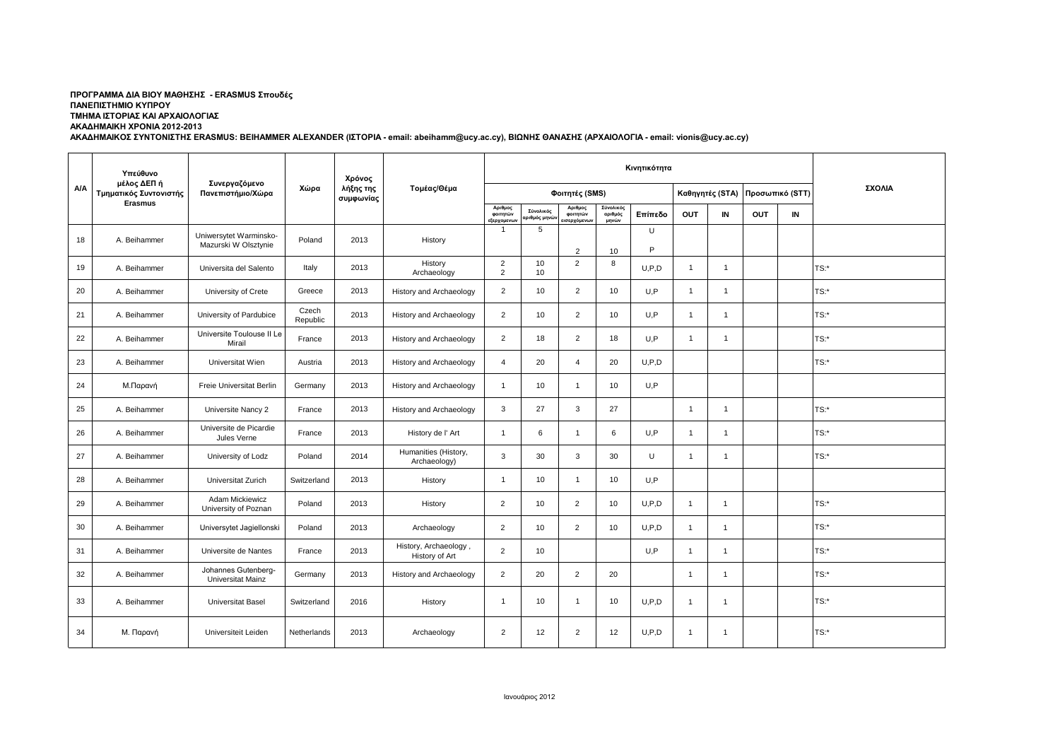**ΠΡΟΓΡΑΜΜΑ ΔΙΑ ΒΙΟΥ ΜΑΘΗΣΗΣ - ERASMUS Σπουδές**
**ΠΑΝΕΠΙΣΤΗΜΙΟ ΚΥΠΡΟΥ**
**ΤΜΗΜΑ ΙΣΤΟΡΙΑΣ ΚΑΙ ΑΡΧΑΙΟΛΟΓΙΑΣ**
**ΑΚΑΔΗΜΑΙΚΗ ΧΡΟΝΙΑ 2012-2013**
**ΑΚΑΔΗΜΑΙΚΟΣ ΣΥΝΤΟΝΙΣΤΗΣ ERASMUS: BEIHAMMER ALEXANDER (ΙΣΤΟΡΙΑ - email: abeihamm@ucy.ac.cy), ΒΙΩΝΗΣ ΘΑΝΑΣΗΣ (ΑΡΧΑΙΟΛΟΓΙΑ - email: vionis@ucy.ac.cy)**

| Α/Α | Υπεύθυνο μέλος ΔΕΠ ή Τμηματικός Συντονιστής Erasmus | Συνεργαζόμενο Πανεπιστήμιο/Χώρα | Χώρα | Χρόνος λήξης της συμφωνίας | Τομέας/Θέμα | Κινητικότητα | | | | | | | | | | ΣΧΟΛΙΑ |
|---|---|---|---|---|---|---|---|---|---|---|---|---|---|---|---|---|
| | | | | | | Φοιτητές (SMS) | | | | | Καθηγητές (STA) | | Προσωπικό (STT) | | | |
| | | | | | | Αριθμός φοιτητών εξερχομένων | Σύνολικός αριθμός μηνών | Αριθμός φοιτητών εισερχόμενων | Σύνολικός αριθμός μηνών | Επίπεδο | OUT | IN | OUT | IN | | |
| 18 | A. Beihammer | Uniwersytet Warminsko-Mazurski W Olsztynie | Poland | 2013 | History | 1 | 5 | 2 | 10 | U<br>P | | | | | | |
| 19 | A. Beihammer | Universita del Salento | Italy | 2013 | History<br>Archaeology | 2<br>2 | 10<br>10 | 2 | 8 | U,P,D | 1 | 1 | | | | TS:* |
| 20 | A. Beihammer | University of Crete | Greece | 2013 | History and Archaeology | 2 | 10 | 2 | 10 | U,P | 1 | 1 | | | | TS:* |
| 21 | A. Beihammer | University of Pardubice | Czech Republic | 2013 | History and Archaeology | 2 | 10 | 2 | 10 | U,P | 1 | 1 | | | | TS:* |
| 22 | A. Beihammer | Universite Toulouse II Le Mirail | France | 2013 | History and Archaeology | 2 | 18 | 2 | 18 | U,P | 1 | 1 | | | | TS:* |
| 23 | A. Beihammer | Universitat Wien | Austria | 2013 | History and Archaeology | 4 | 20 | 4 | 20 | U,P,D | | | | | | TS:* |
| 24 | Μ.Παρανή | Freie Universitat Berlin | Germany | 2013 | History and Archaeology | 1 | 10 | 1 | 10 | U,P | | | | | | |
| 25 | A. Beihammer | Universite Nancy 2 | France | 2013 | History and Archaeology | 3 | 27 | 3 | 27 | | 1 | 1 | | | | TS:* |
| 26 | A. Beihammer | Universite de Picardie Jules Verne | France | 2013 | History de l' Art | 1 | 6 | 1 | 6 | U,P | 1 | 1 | | | | TS:* |
| 27 | A. Beihammer | University of Lodz | Poland | 2014 | Humanities (History, Archaeology) | 3 | 30 | 3 | 30 | U | 1 | 1 | | | | TS:* |
| 28 | A. Beihammer | Universitat Zurich | Switzerland | 2013 | History | 1 | 10 | 1 | 10 | U,P | | | | | | |
| 29 | A. Beihammer | Adam Mickiewicz University of Poznan | Poland | 2013 | History | 2 | 10 | 2 | 10 | U,P,D | 1 | 1 | | | | TS:* |
| 30 | A. Beihammer | Universytet Jagiellonski | Poland | 2013 | Archaeology | 2 | 10 | 2 | 10 | U,P,D | 1 | 1 | | | | TS:* |
| 31 | A. Beihammer | Universite de Nantes | France | 2013 | History, Archaeology , History of Art | 2 | 10 | | | U,P | 1 | 1 | | | | TS:* |
| 32 | A. Beihammer | Johannes Gutenberg-Universitat Mainz | Germany | 2013 | History and Archaeology | 2 | 20 | 2 | 20 | | 1 | 1 | | | | TS:* |
| 33 | A. Beihammer | Universitat Basel | Switzerland | 2016 | History | 1 | 10 | 1 | 10 | U,P,D | 1 | 1 | | | | TS:* |
| 34 | Μ. Παρανή | Universiteit Leiden | Netherlands | 2013 | Archaeology | 2 | 12 | 2 | 12 | U,P,D | 1 | 1 | | | | TS:* |

Ιανουάριος 2012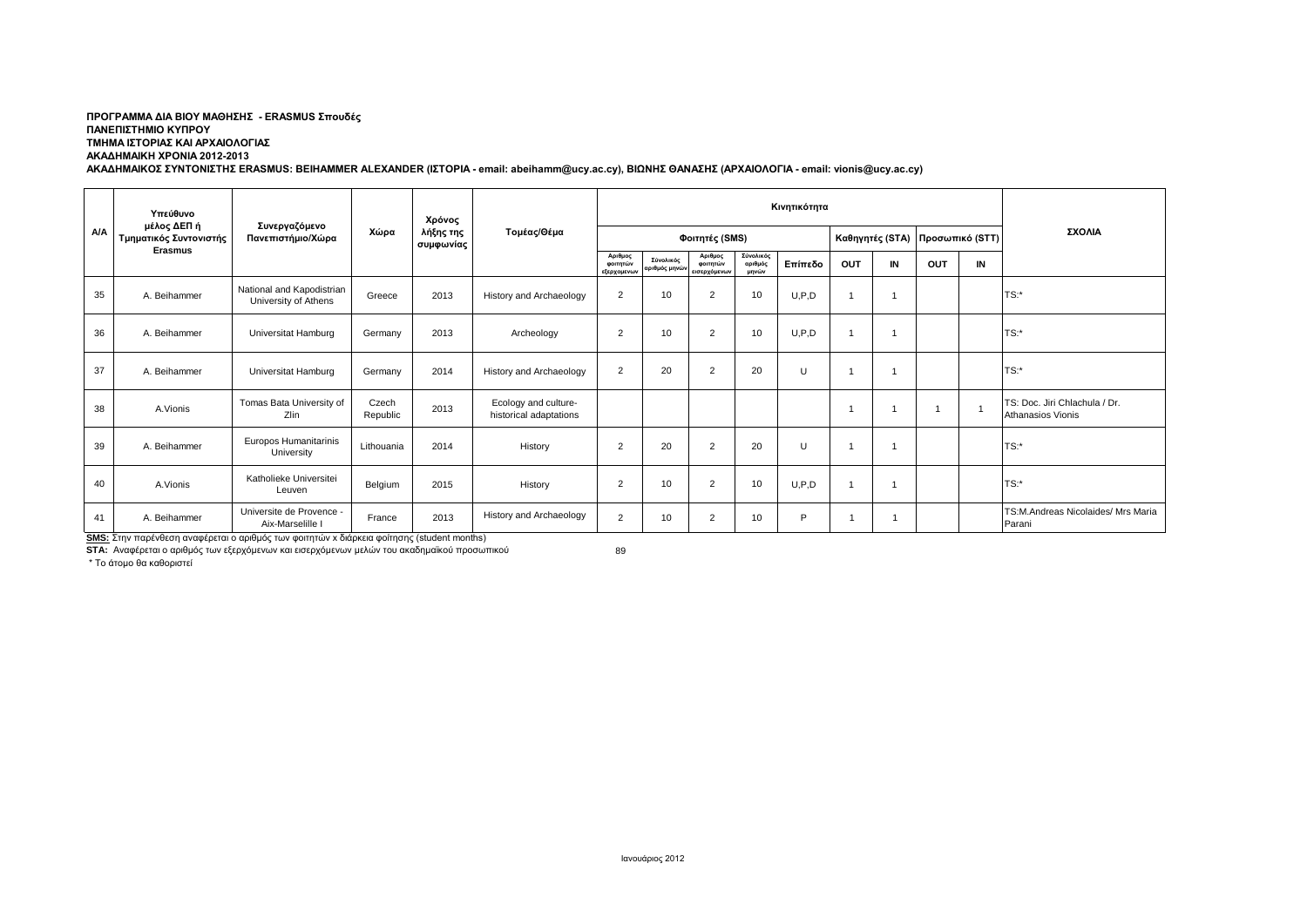**ΠΡΟΓΡΑΜΜΑ ΔΙΑ ΒΙΟΥ ΜΑΘΗΣΗΣ - ERASMUS Σπουδές**
**ΠΑΝΕΠΙΣΤΗΜΙΟ ΚΥΠΡΟΥ**
**ΤΜΗΜΑ ΙΣΤΟΡΙΑΣ ΚΑΙ ΑΡΧΑΙΟΛΟΓΙΑΣ**
**ΑΚΑΔΗΜΑΙΚΗ ΧΡΟΝΙΑ 2012-2013**
**ΑΚΑΔΗΜΑΙΚΟΣ ΣΥΝΤΟΝΙΣΤΗΣ ERASMUS: BEIHAMMER ALEXANDER (ΙΣΤΟΡΙΑ - email: abeihamm@ucy.ac.cy), ΒΙΩΝΗΣ ΘΑΝΑΣΗΣ (ΑΡΧΑΙΟΛΟΓΙΑ - email: vionis@ucy.ac.cy)**

| Α/Α | Υπεύθυνο μέλος ΔΕΠ ή Τμηματικός Συντονιστής Erasmus | Συνεργαζόμενο Πανεπιστήμιο/Χώρα | Χώρα | Χρόνος λήξης της συμφωνίας | Τομέας/Θέμα | Κινητικότητα | | | | | | | | | ΣΧΟΛΙΑ |
|---|---|---|---|---|---|---|---|---|---|---|---|---|---|---|---|
| | | | | | | Φοιτητές (SMS) | | | | | Καθηγητές (STA) | | Προσωπικό (STT) | | |
| | | | | | | Αριθμος φοιτητών εξερχομενων | Σύνολικός αριθμός μηνών | Αριθμος φοιτητών εισερχόμενων | Σύνολικός αριθμός μηνών | Επίπεδο | OUT | IN | OUT | IN | |
| 35 | A. Beihammer | National and Kapodistrian University of Athens | Greece | 2013 | History and Archaeology | 2 | 10 | 2 | 10 | U,P,D | 1 | 1 | | | TS:* |
| 36 | A. Beihammer | Universitat Hamburg | Germany | 2013 | Archeology | 2 | 10 | 2 | 10 | U,P,D | 1 | 1 | | | TS:* |
| 37 | A. Beihammer | Universitat Hamburg | Germany | 2014 | History and Archaeology | 2 | 20 | 2 | 20 | U | 1 | 1 | | | TS:* |
| 38 | A.Vionis | Tomas Bata University of Zlin | Czech Republic | 2013 | Ecology and culture-historical adaptations | | | | | | 1 | 1 | 1 | 1 | TS: Doc. Jiri Chlachula / Dr. Athanasios Vionis |
| 39 | A. Beihammer | Europos Humanitarinis University | Lithouania | 2014 | History | 2 | 20 | 2 | 20 | U | 1 | 1 | | | TS:* |
| 40 | A.Vionis | Katholieke Universitei Leuven | Belgium | 2015 | History | 2 | 10 | 2 | 10 | U,P,D | 1 | 1 | | | TS:* |
| 41 | A. Beihammer | Universite de Provence - Aix-Marselille I | France | 2013 | History and Archaeology | 2 | 10 | 2 | 10 | P | 1 | 1 | | | TS:M.Andreas Nicolaides/ Mrs Maria Parani |

**SMS:** Στην παρένθεση αναφέρεται ο αριθμός των φοιτητών x διάρκεια φοίτησης (student months)
**STA:** Αναφέρεται ο αριθμός των εξερχόμενων και εισερχόμενων μελών του ακαδημαϊκού προσωπικού
\* Το άτομο θα καθοριστεί

Ιανουάριος 2012